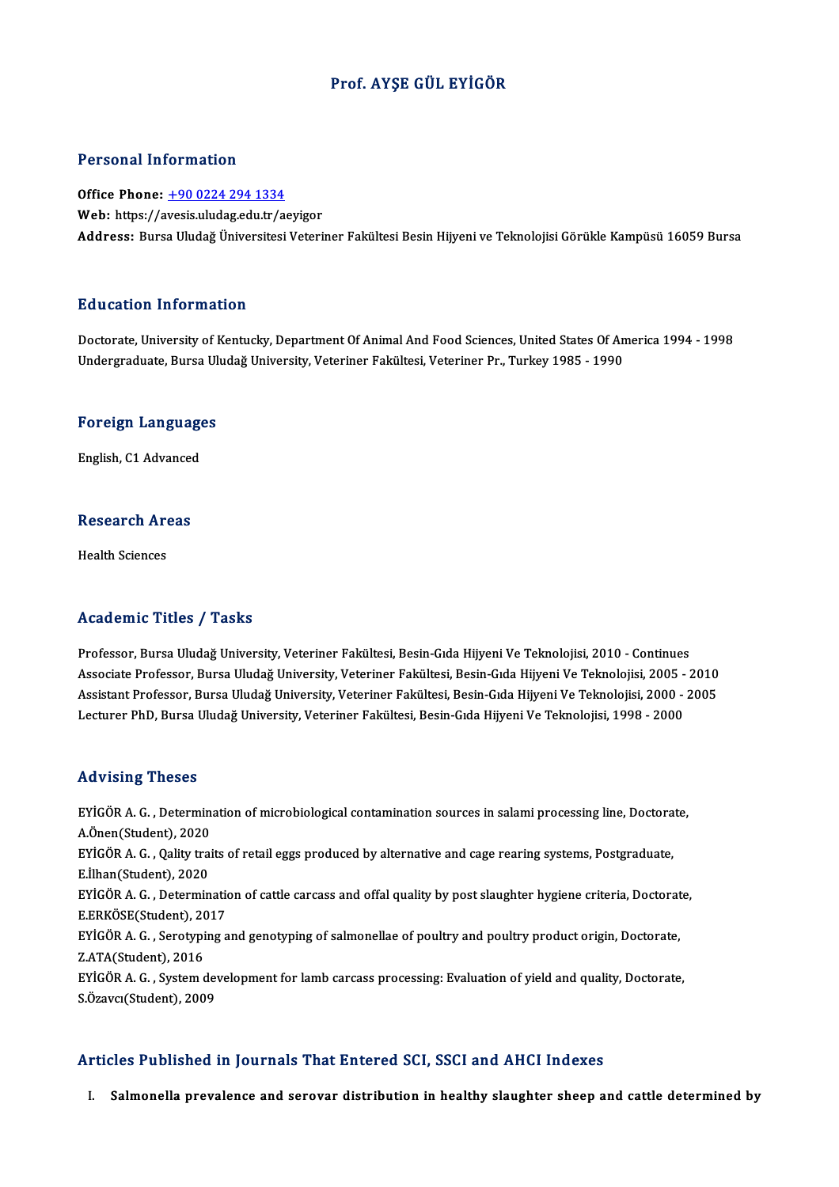# Prof. AYŞE GÜL EYİGÖR

## Personal Information

**Office Phone:** +90 0224 294 1334
**Web:** https://avesis.uludag.edu.tr/aeyigor
**Address:** Bursa Uludağ Üniversitesi Veteriner Fakültesi Besin Hijyeni ve Teknolojisi Görükle Kampüsü 16059 Bursa

## Education Information

Doctorate, University of Kentucky, Department Of Animal And Food Sciences, United States Of America 1994 - 1998
Undergraduate, Bursa Uludağ University, Veteriner Fakültesi, Veteriner Pr., Turkey 1985 - 1990

## Foreign Languages

English, C1 Advanced

## Research Areas

Health Sciences

## Academic Titles / Tasks

Professor, Bursa Uludağ University, Veteriner Fakültesi, Besin-Gıda Hijyeni Ve Teknolojisi, 2010 - Continues
Associate Professor, Bursa Uludağ University, Veteriner Fakültesi, Besin-Gıda Hijyeni Ve Teknolojisi, 2005 - 2010
Assistant Professor, Bursa Uludağ University, Veteriner Fakültesi, Besin-Gıda Hijyeni Ve Teknolojisi, 2000 - 2005
Lecturer PhD, Bursa Uludağ University, Veteriner Fakültesi, Besin-Gıda Hijyeni Ve Teknolojisi, 1998 - 2000

## Advising Theses

EYİGÖR A. G. , Determination of microbiological contamination sources in salami processing line, Doctorate, A.Önen(Student), 2020

EYİGÖR A. G. , Qality traits of retail eggs produced by alternative and cage rearing systems, Postgraduate, E.İlhan(Student), 2020

EYİGÖR A. G. , Determination of cattle carcass and offal quality by post slaughter hygiene criteria, Doctorate, E.ERKÖSE(Student), 2017

EYİGÖR A. G. , Serotyping and genotyping of salmonellae of poultry and poultry product origin, Doctorate, Z.ATA(Student), 2016

EYİGÖR A. G. , System development for lamb carcass processing: Evaluation of yield and quality, Doctorate, S.Özavcı(Student), 2009

## Articles Published in Journals That Entered SCI, SSCI and AHCI Indexes

I. **Salmonella prevalence and serovar distribution in healthy slaughter sheep and cattle determined by**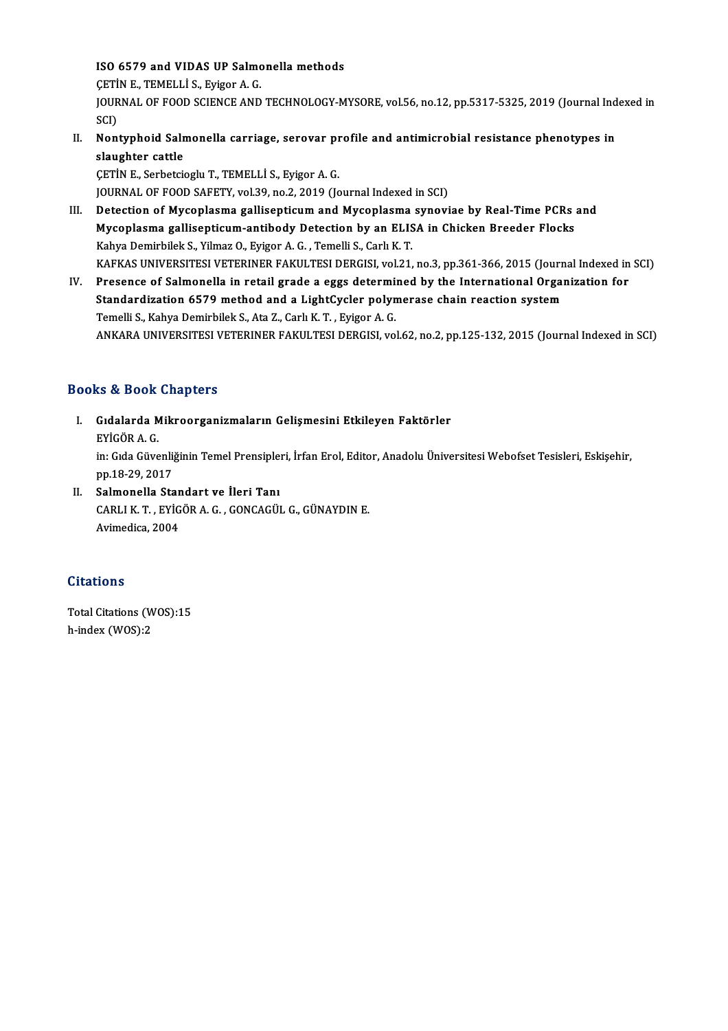ISO 6579 and VIDAS UP Salmonella methods
ÇETİN E., TEMELLİ S., Eyigor A. G.
JOURNAL OF FOOD SCIENCE AND TECHNOLOGY-MYSORE, vol.56, no.12, pp.5317-5325, 2019 (Journal Indexed in SCI)

II. **Nontyphoid Salmonella carriage, serovar profile and antimicrobial resistance phenotypes in slaughter cattle**
ÇETİN E., Serbetcioglu T., TEMELLİ S., Eyigor A. G.
JOURNAL OF FOOD SAFETY, vol.39, no.2, 2019 (Journal Indexed in SCI)

III. **Detection of Mycoplasma gallisepticum and Mycoplasma synoviae by Real-Time PCRs and Mycoplasma gallisepticum-antibody Detection by an ELISA in Chicken Breeder Flocks**
Kahya Demirbilek S., Yilmaz O., Eyigor A. G. , Temelli S., Carlı K. T.
KAFKAS UNIVERSITESI VETERINER FAKULTESI DERGISI, vol.21, no.3, pp.361-366, 2015 (Journal Indexed in SCI)

IV. **Presence of Salmonella in retail grade a eggs determined by the International Organization for Standardization 6579 method and a LightCycler polymerase chain reaction system**
Temelli S., Kahya Demirbilek S., Ata Z., Carlı K. T. , Eyigor A. G.
ANKARA UNIVERSITESI VETERINER FAKULTESI DERGISI, vol.62, no.2, pp.125-132, 2015 (Journal Indexed in SCI)

## Books & Book Chapters

I. **Gıdalarda Mikroorganizmaların Gelişmesini Etkileyen Faktörler**
EYİGÖR A. G.
in: Gıda Güvenliğinin Temel Prensipleri, İrfan Erol, Editor, Anadolu Üniversitesi Webofset Tesisleri, Eskişehir, pp.18-29, 2017

II. **Salmonella Standart ve İleri Tanı**
CARLI K. T. , EYİGÖR A. G. , GONCAGÜL G., GÜNAYDIN E.
Avimedica, 2004

## Citations

Total Citations (WOS):15
h-index (WOS):2